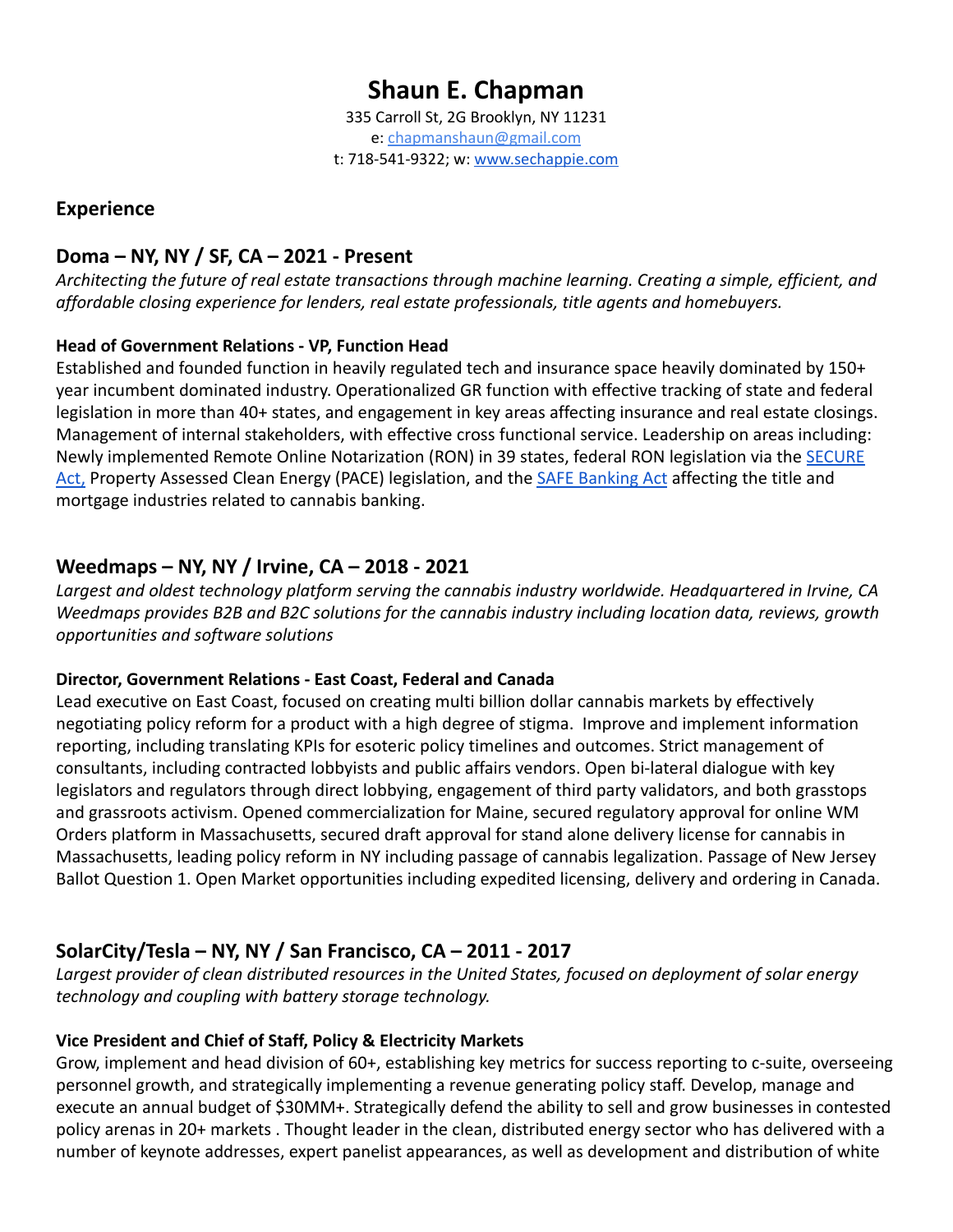# Shaun E. Chapman

335 Carroll St, 2G Brooklyn, NY 11231
e: [chapmanshaun@gmail.com](mailto:chapmanshaun@gmail.com)
t: 718-541-9322; w: [www.sechappie.com](http://www.sechappie.com)

## Experience

## Doma – NY, NY / SF, CA – 2021 - Present

*Architecting the future of real estate transactions through machine learning. Creating a simple, efficient, and affordable closing experience for lenders, real estate professionals, title agents and homebuyers.*

**Head of Government Relations - VP, Function Head**

Established and founded function in heavily regulated tech and insurance space heavily dominated by 150+ year incumbent dominated industry. Operationalized GR function with effective tracking of state and federal legislation in more than 40+ states, and engagement in key areas affecting insurance and real estate closings. Management of internal stakeholders, with effective cross functional service. Leadership on areas including: Newly implemented Remote Online Notarization (RON) in 39 states, federal RON legislation via the [SECURE Act,](#) Property Assessed Clean Energy (PACE) legislation, and the [SAFE Banking Act](#) affecting the title and mortgage industries related to cannabis banking.

## Weedmaps – NY, NY / Irvine, CA – 2018 - 2021

*Largest and oldest technology platform serving the cannabis industry worldwide. Headquartered in Irvine, CA Weedmaps provides B2B and B2C solutions for the cannabis industry including location data, reviews, growth opportunities and software solutions*

**Director, Government Relations - East Coast, Federal and Canada**

Lead executive on East Coast, focused on creating multi billion dollar cannabis markets by effectively negotiating policy reform for a product with a high degree of stigma. Improve and implement information reporting, including translating KPIs for esoteric policy timelines and outcomes. Strict management of consultants, including contracted lobbyists and public affairs vendors. Open bi-lateral dialogue with key legislators and regulators through direct lobbying, engagement of third party validators, and both grasstops and grassroots activism. Opened commercialization for Maine, secured regulatory approval for online WM Orders platform in Massachusetts, secured draft approval for stand alone delivery license for cannabis in Massachusetts, leading policy reform in NY including passage of cannabis legalization. Passage of New Jersey Ballot Question 1. Open Market opportunities including expedited licensing, delivery and ordering in Canada.

## SolarCity/Tesla – NY, NY / San Francisco, CA – 2011 - 2017

*Largest provider of clean distributed resources in the United States, focused on deployment of solar energy technology and coupling with battery storage technology.*

**Vice President and Chief of Staff, Policy & Electricity Markets**

Grow, implement and head division of 60+, establishing key metrics for success reporting to c-suite, overseeing personnel growth, and strategically implementing a revenue generating policy staff. Develop, manage and execute an annual budget of $30MM+. Strategically defend the ability to sell and grow businesses in contested policy arenas in 20+ markets . Thought leader in the clean, distributed energy sector who has delivered with a number of keynote addresses, expert panelist appearances, as well as development and distribution of white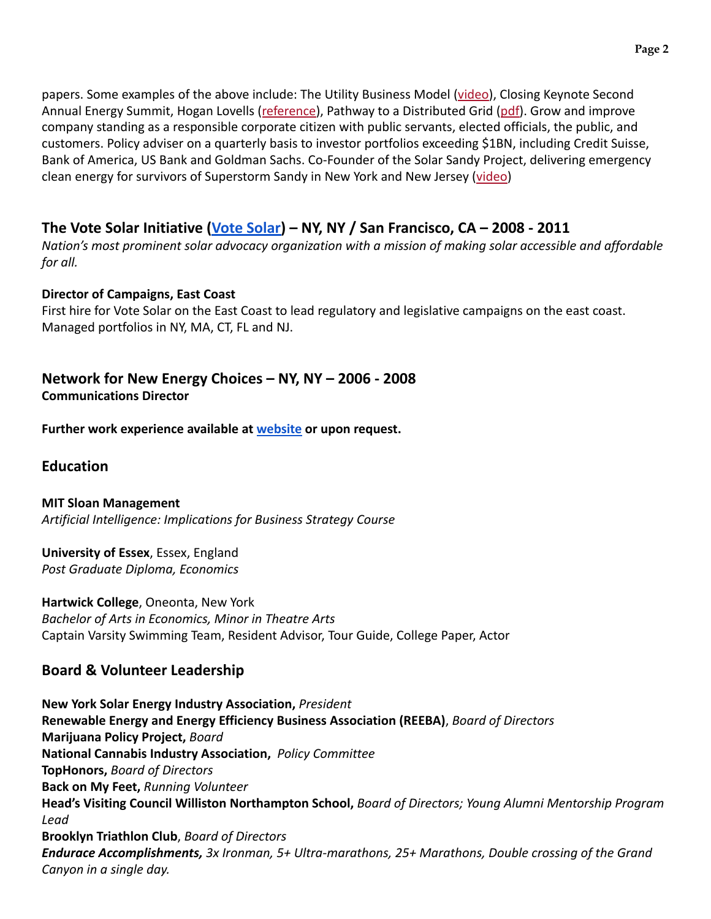papers. Some examples of the above include: The Utility Business Model (video), Closing Keynote Second Annual Energy Summit, Hogan Lovells (reference), Pathway to a Distributed Grid (pdf). Grow and improve company standing as a responsible corporate citizen with public servants, elected officials, the public, and customers. Policy adviser on a quarterly basis to investor portfolios exceeding $1BN, including Credit Suisse, Bank of America, US Bank and Goldman Sachs. Co-Founder of the Solar Sandy Project, delivering emergency clean energy for survivors of Superstorm Sandy in New York and New Jersey (video)

## The Vote Solar Initiative (Vote Solar) – NY, NY / San Francisco, CA – 2008 - 2011

*Nation's most prominent solar advocacy organization with a mission of making solar accessible and affordable for all.*

**Director of Campaigns, East Coast**

First hire for Vote Solar on the East Coast to lead regulatory and legislative campaigns on the east coast. Managed portfolios in NY, MA, CT, FL and NJ.

## Network for New Energy Choices – NY, NY – 2006 - 2008

**Communications Director**

**Further work experience available at website or upon request.**

## Education

**MIT Sloan Management**
*Artificial Intelligence: Implications for Business Strategy Course*

**University of Essex**, Essex, England
*Post Graduate Diploma, Economics*

**Hartwick College**, Oneonta, New York
*Bachelor of Arts in Economics, Minor in Theatre Arts*
Captain Varsity Swimming Team, Resident Advisor, Tour Guide, College Paper, Actor

## Board & Volunteer Leadership

**New York Solar Energy Industry Association,** *President*
**Renewable Energy and Energy Efficiency Business Association (REEBA)**, *Board of Directors*
**Marijuana Policy Project,** *Board*
**National Cannabis Industry Association,** *Policy Committee*
**TopHonors,** *Board of Directors*
**Back on My Feet,** *Running Volunteer*
**Head's Visiting Council Williston Northampton School,** *Board of Directors; Young Alumni Mentorship Program Lead*
**Brooklyn Triathlon Club**, *Board of Directors*
***Endurace Accomplishments,*** *3x Ironman, 5+ Ultra-marathons, 25+ Marathons, Double crossing of the Grand Canyon in a single day.*